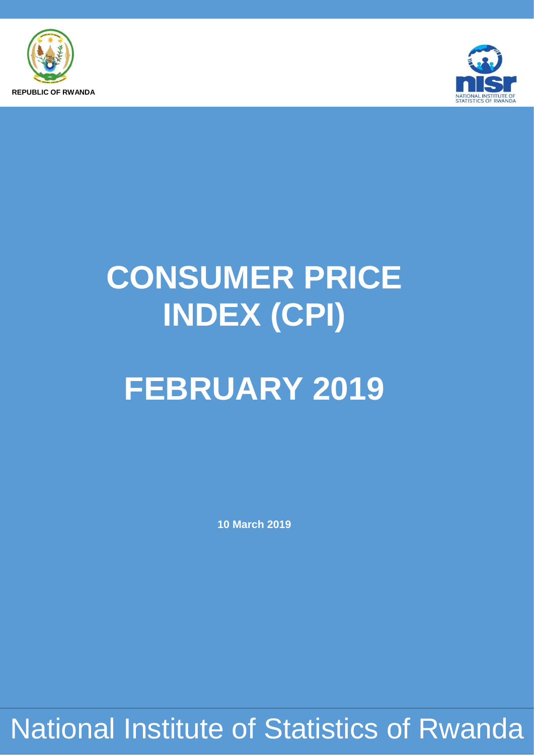REPUBLIC OF RWANDA

NATIONAL INSTITUTE OF STATISTICS OF RWANDA

# CONSUMER PRICE INDEX (CPI)

# FEBRUARY 2019

**10 March 2019**

National Institute of Statistics of Rwanda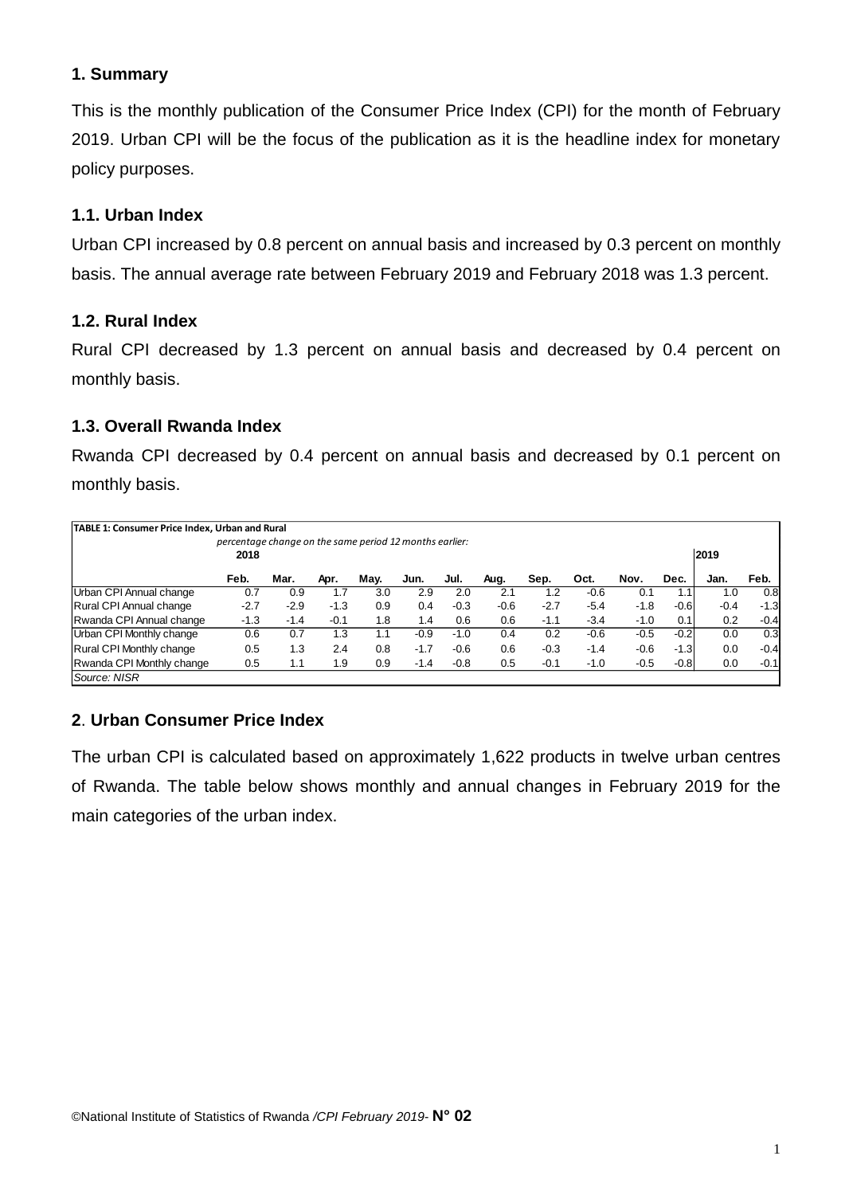## 1. Summary

This is the monthly publication of the Consumer Price Index (CPI) for the month of February 2019. Urban CPI will be the focus of the publication as it is the headline index for monetary policy purposes.

### 1.1. Urban Index

Urban CPI increased by 0.8 percent on annual basis and increased by 0.3 percent on monthly basis. The annual average rate between February 2019 and February 2018 was 1.3 percent.

### 1.2. Rural Index

Rural CPI decreased by 1.3 percent on annual basis and decreased by 0.4 percent on monthly basis.

### 1.3. Overall Rwanda Index

Rwanda CPI decreased by 0.4 percent on annual basis and decreased by 0.1 percent on monthly basis.

**TABLE 1: Consumer Price Index, Urban and Rural**

*percentage change on the same period 12 months earlier:*

| | 2018 | | | | | | | | | | | 2019 | |
|---|---|---|---|---|---|---|---|---|---|---|---|---|---|
| | Feb. | Mar. | Apr. | May. | Jun. | Jul. | Aug. | Sep. | Oct. | Nov. | Dec. | Jan. | Feb. |
| Urban CPI Annual change | 0.7 | 0.9 | 1.7 | 3.0 | 2.9 | 2.0 | 2.1 | 1.2 | -0.6 | 0.1 | 1.1 | 1.0 | 0.8 |
| Rural CPI Annual change | -2.7 | -2.9 | -1.3 | 0.9 | 0.4 | -0.3 | -0.6 | -2.7 | -5.4 | -1.8 | -0.6 | -0.4 | -1.3 |
| Rwanda CPI Annual change | -1.3 | -1.4 | -0.1 | 1.8 | 1.4 | 0.6 | 0.6 | -1.1 | -3.4 | -1.0 | 0.1 | 0.2 | -0.4 |
| Urban CPI Monthly change | 0.6 | 0.7 | 1.3 | 1.1 | -0.9 | -1.0 | 0.4 | 0.2 | -0.6 | -0.5 | -0.2 | 0.0 | 0.3 |
| Rural CPI Monthly change | 0.5 | 1.3 | 2.4 | 0.8 | -1.7 | -0.6 | 0.6 | -0.3 | -1.4 | -0.6 | -1.3 | 0.0 | -0.4 |
| Rwanda CPI Monthly change | 0.5 | 1.1 | 1.9 | 0.9 | -1.4 | -0.8 | 0.5 | -0.1 | -1.0 | -0.5 | -0.8 | 0.0 | -0.1 |

*Source: NISR*

## 2. Urban Consumer Price Index

The urban CPI is calculated based on approximately 1,622 products in twelve urban centres of Rwanda. The table below shows monthly and annual changes in February 2019 for the main categories of the urban index.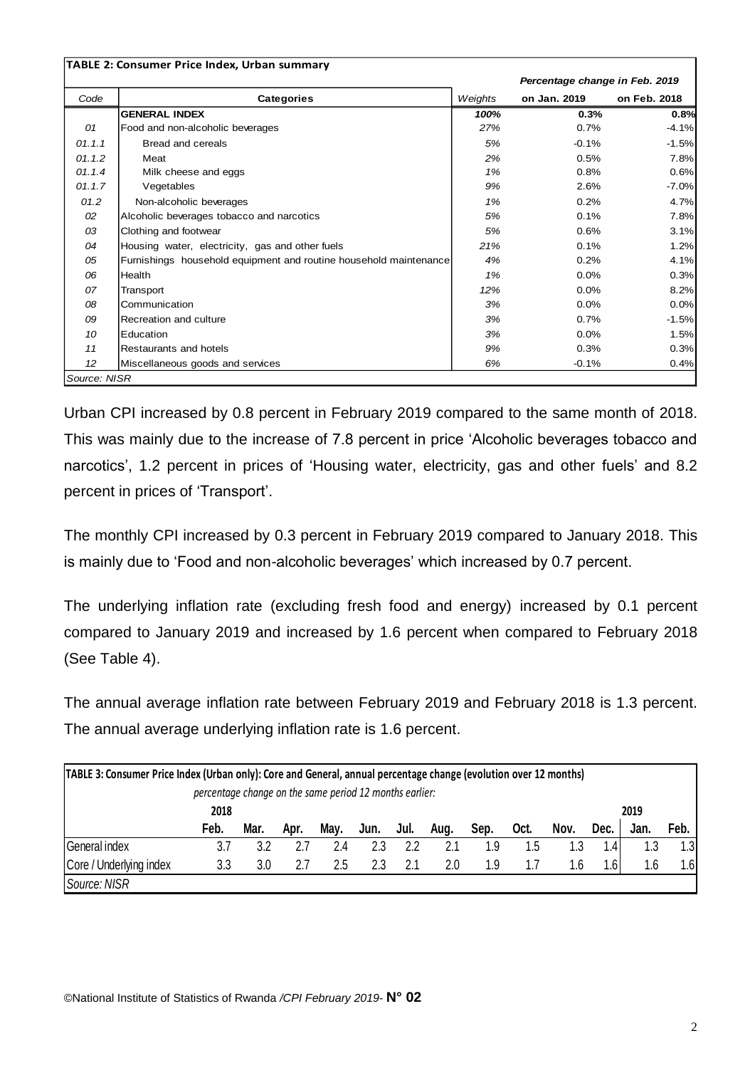**TABLE 2: Consumer Price Index, Urban summary**

| Code | Categories | Weights | Percentage change in Feb. 2019 on Jan. 2019 | Percentage change in Feb. 2019 on Feb. 2018 |
|---|---|---|---|---|
| | **GENERAL INDEX** | ***100%*** | **0.3%** | **0.8%** |
| *01* | Food and non-alcoholic beverages | *27%* | 0.7% | -4.1% |
| *01.1.1* | Bread and cereals | *5%* | -0.1% | -1.5% |
| *01.1.2* | Meat | *2%* | 0.5% | 7.8% |
| *01.1.4* | Milk cheese and eggs | *1%* | 0.8% | 0.6% |
| *01.1.7* | Vegetables | *9%* | 2.6% | -7.0% |
| *01.2* | Non-alcoholic beverages | *1%* | 0.2% | 4.7% |
| *02* | Alcoholic beverages tobacco and narcotics | *5%* | 0.1% | 7.8% |
| *03* | Clothing and footwear | *5%* | 0.6% | 3.1% |
| *04* | Housing water, electricity, gas and other fuels | *21%* | 0.1% | 1.2% |
| *05* | Furnishings household equipment and routine household maintenance | *4%* | 0.2% | 4.1% |
| *06* | Health | *1%* | 0.0% | 0.3% |
| *07* | Transport | *12%* | 0.0% | 8.2% |
| *08* | Communication | *3%* | 0.0% | 0.0% |
| *09* | Recreation and culture | *3%* | 0.7% | -1.5% |
| *10* | Education | *3%* | 0.0% | 1.5% |
| *11* | Restaurants and hotels | *9%* | 0.3% | 0.3% |
| *12* | Miscellaneous goods and services | *6%* | -0.1% | 0.4% |

*Source: NISR*

Urban CPI increased by 0.8 percent in February 2019 compared to the same month of 2018. This was mainly due to the increase of 7.8 percent in price 'Alcoholic beverages tobacco and narcotics', 1.2 percent in prices of 'Housing water, electricity, gas and other fuels' and 8.2 percent in prices of 'Transport'.

The monthly CPI increased by 0.3 percent in February 2019 compared to January 2018. This is mainly due to 'Food and non-alcoholic beverages' which increased by 0.7 percent.

The underlying inflation rate (excluding fresh food and energy) increased by 0.1 percent compared to January 2019 and increased by 1.6 percent when compared to February 2018 (See Table 4).

The annual average inflation rate between February 2019 and February 2018 is 1.3 percent. The annual average underlying inflation rate is 1.6 percent.

**TABLE 3: Consumer Price Index (Urban only): Core and General, annual percentage change (evolution over 12 months)**

*percentage change on the same period 12 months earlier:*

| | 2018 | | | | | | | | | | | 2019 | |
|---|---|---|---|---|---|---|---|---|---|---|---|---|---|
| | Feb. | Mar. | Apr. | May. | Jun. | Jul. | Aug. | Sep. | Oct. | Nov. | Dec. | Jan. | Feb. |
| General index | 3.7 | 3.2 | 2.7 | 2.4 | 2.3 | 2.2 | 2.1 | 1.9 | 1.5 | 1.3 | 1.4 | 1.3 | 1.3 |
| Core / Underlying index | 3.3 | 3.0 | 2.7 | 2.5 | 2.3 | 2.1 | 2.0 | 1.9 | 1.7 | 1.6 | 1.6 | 1.6 | 1.6 |

*Source: NISR*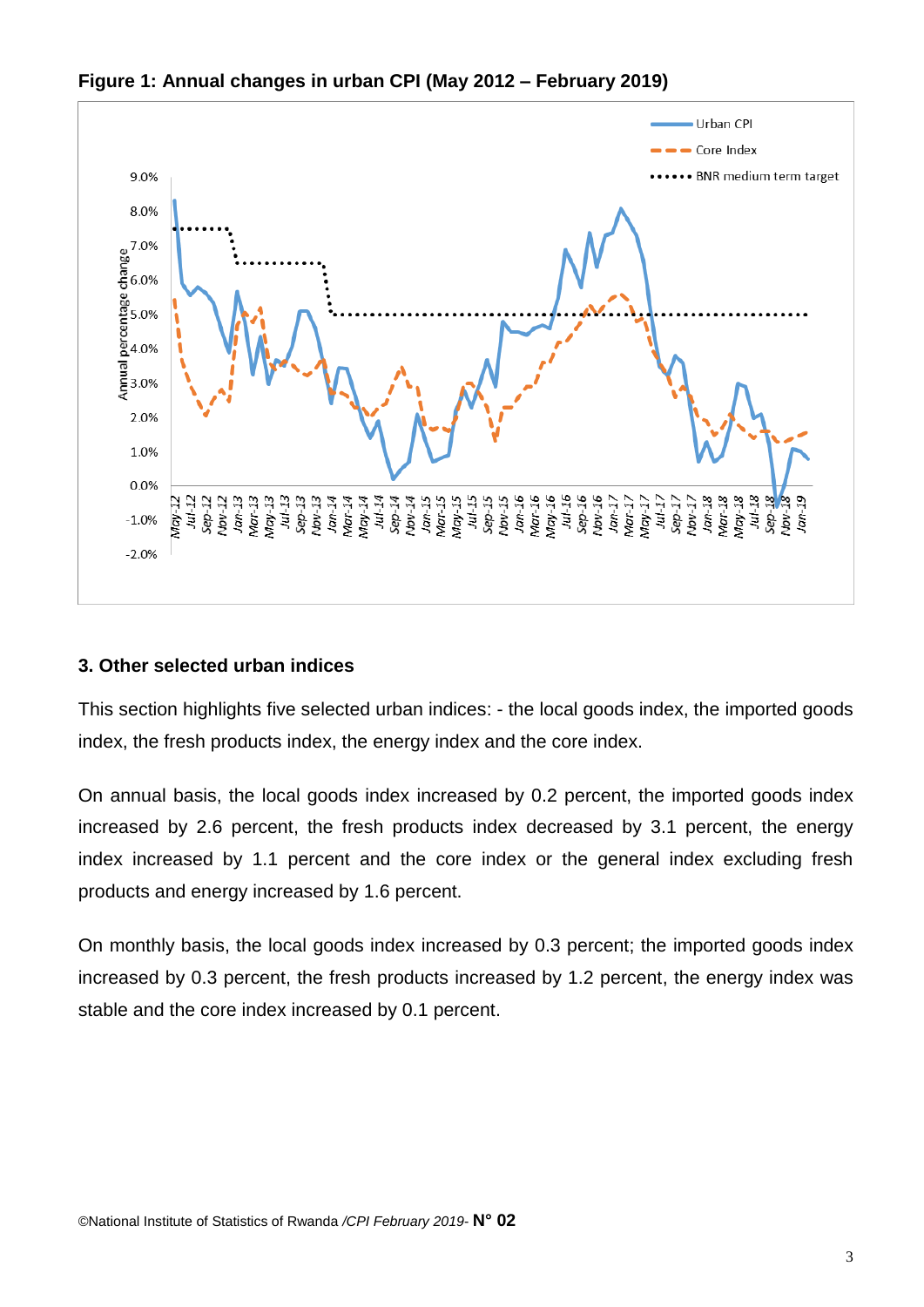**Figure 1: Annual changes in urban CPI (May 2012 – February 2019)**

## 3. Other selected urban indices

This section highlights five selected urban indices: - the local goods index, the imported goods index, the fresh products index, the energy index and the core index.

On annual basis, the local goods index increased by 0.2 percent, the imported goods index increased by 2.6 percent, the fresh products index decreased by 3.1 percent, the energy index increased by 1.1 percent and the core index or the general index excluding fresh products and energy increased by 1.6 percent.

On monthly basis, the local goods index increased by 0.3 percent; the imported goods index increased by 0.3 percent, the fresh products increased by 1.2 percent, the energy index was stable and the core index increased by 0.1 percent.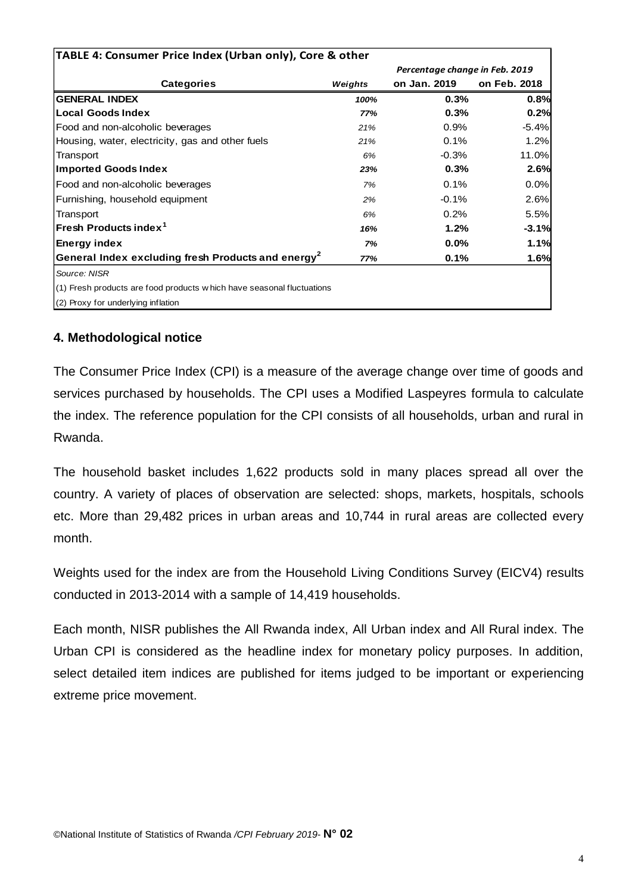| TABLE 4: Consumer Price Index (Urban only), Core & other | | | |
|---|---|---|---|
| | | *Percentage change in Feb. 2019* | |
| **Categories** | ***Weights*** | **on Jan. 2019** | **on Feb. 2018** |
| **GENERAL INDEX** | ***100%*** | **0.3%** | **0.8%** |
| **Local Goods Index** | ***77%*** | **0.3%** | **0.2%** |
| Food and non-alcoholic beverages | *21%* | 0.9% | -5.4% |
| Housing, water, electricity, gas and other fuels | *21%* | 0.1% | 1.2% |
| Transport | *6%* | -0.3% | 11.0% |
| **Imported Goods Index** | ***23%*** | **0.3%** | **2.6%** |
| Food and non-alcoholic beverages | *7%* | 0.1% | 0.0% |
| Furnishing, household equipment | *2%* | -0.1% | 2.6% |
| Transport | *6%* | 0.2% | 5.5% |
| **Fresh Products index[1]** | ***16%*** | **1.2%** | **-3.1%** |
| **Energy index** | ***7%*** | **0.0%** | **1.1%** |
| **General Index excluding fresh Products and energy[2]** | ***77%*** | **0.1%** | **1.6%** |

*Source: NISR*

(1) Fresh products are food products which have seasonal fluctuations

(2) Proxy for underlying inflation

## 4. Methodological notice

The Consumer Price Index (CPI) is a measure of the average change over time of goods and services purchased by households. The CPI uses a Modified Laspeyres formula to calculate the index. The reference population for the CPI consists of all households, urban and rural in Rwanda.

The household basket includes 1,622 products sold in many places spread all over the country. A variety of places of observation are selected: shops, markets, hospitals, schools etc. More than 29,482 prices in urban areas and 10,744 in rural areas are collected every month.

Weights used for the index are from the Household Living Conditions Survey (EICV4) results conducted in 2013-2014 with a sample of 14,419 households.

Each month, NISR publishes the All Rwanda index, All Urban index and All Rural index. The Urban CPI is considered as the headline index for monetary policy purposes. In addition, select detailed item indices are published for items judged to be important or experiencing extreme price movement.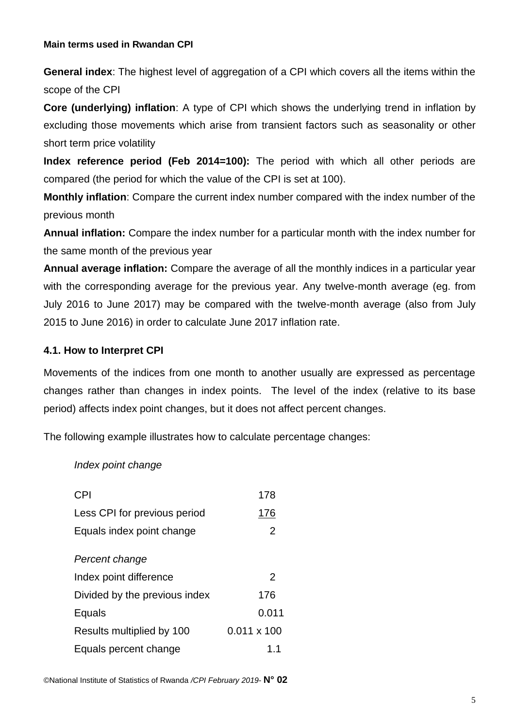**Main terms used in Rwandan CPI**

**General index**: The highest level of aggregation of a CPI which covers all the items within the scope of the CPI

**Core (underlying) inflation**: A type of CPI which shows the underlying trend in inflation by excluding those movements which arise from transient factors such as seasonality or other short term price volatility

**Index reference period (Feb 2014=100):** The period with which all other periods are compared (the period for which the value of the CPI is set at 100).

**Monthly inflation**: Compare the current index number compared with the index number of the previous month

**Annual inflation:** Compare the index number for a particular month with the index number for the same month of the previous year

**Annual average inflation:** Compare the average of all the monthly indices in a particular year with the corresponding average for the previous year. Any twelve-month average (eg. from July 2016 to June 2017) may be compared with the twelve-month average (also from July 2015 to June 2016) in order to calculate June 2017 inflation rate.

### 4.1. How to Interpret CPI

Movements of the indices from one month to another usually are expressed as percentage changes rather than changes in index points. The level of the index (relative to its base period) affects index point changes, but it does not affect percent changes.

The following example illustrates how to calculate percentage changes:

*Index point change*

| | |
|---|---|
| CPI | 178 |
| Less CPI for previous period | 176 |
| Equals index point change | 2 |

*Percent change*

| | |
|---|---|
| Index point difference | 2 |
| Divided by the previous index | 176 |
| Equals | 0.011 |
| Results multiplied by 100 | 0.011 x 100 |
| Equals percent change | 1.1 |

©National Institute of Statistics of Rwanda /*CPI February 2019*- **N° 02**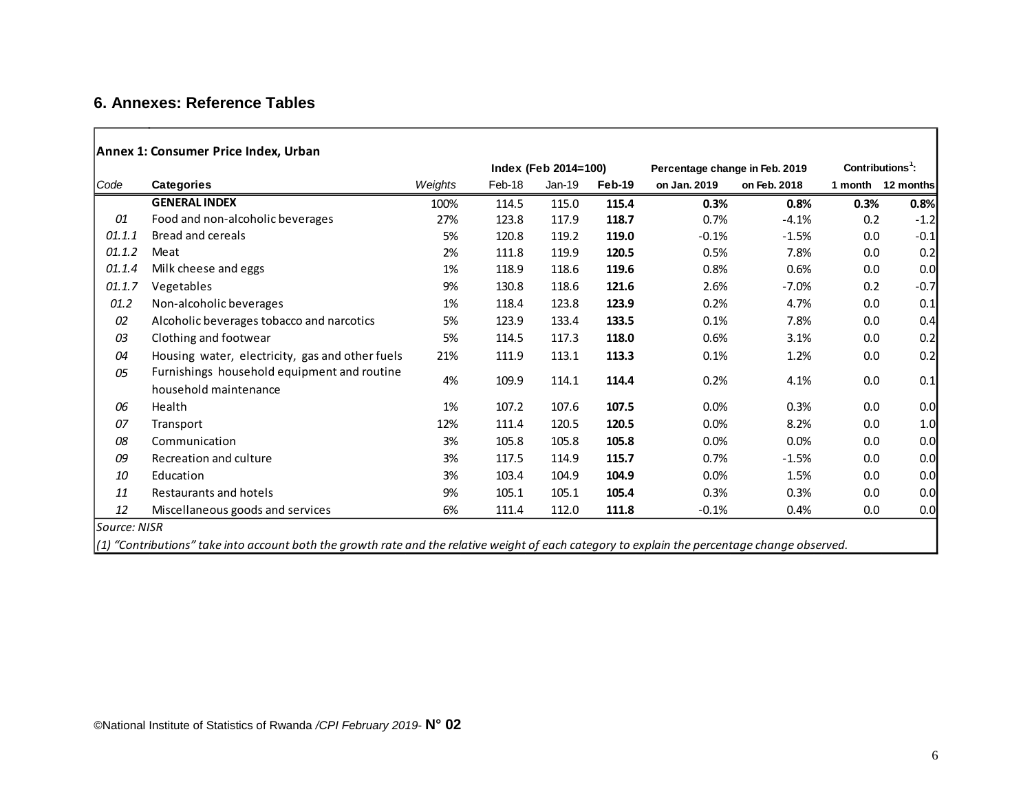## 6. Annexes: Reference Tables

**Annex 1: Consumer Price Index, Urban**

| Code | Categories | Weights | Index (Feb 2014=100) | | | Percentage change in Feb. 2019 | | Contributions[1]: | |
|---|---|---|---|---|---|---|---|---|---|
| | | | Feb-18 | Jan-19 | **Feb-19** | on Jan. 2019 | on Feb. 2018 | 1 month | 12 months |
| | **GENERAL INDEX** | 100% | 114.5 | 115.0 | **115.4** | **0.3%** | **0.8%** | **0.3%** | **0.8%** |
| 01 | Food and non-alcoholic beverages | 27% | 123.8 | 117.9 | **118.7** | 0.7% | -4.1% | 0.2 | -1.2 |
| 01.1.1 | Bread and cereals | 5% | 120.8 | 119.2 | **119.0** | -0.1% | -1.5% | 0.0 | -0.1 |
| 01.1.2 | Meat | 2% | 111.8 | 119.9 | **120.5** | 0.5% | 7.8% | 0.0 | 0.2 |
| 01.1.4 | Milk cheese and eggs | 1% | 118.9 | 118.6 | **119.6** | 0.8% | 0.6% | 0.0 | 0.0 |
| 01.1.7 | Vegetables | 9% | 130.8 | 118.6 | **121.6** | 2.6% | -7.0% | 0.2 | -0.7 |
| 01.2 | Non-alcoholic beverages | 1% | 118.4 | 123.8 | **123.9** | 0.2% | 4.7% | 0.0 | 0.1 |
| 02 | Alcoholic beverages tobacco and narcotics | 5% | 123.9 | 133.4 | **133.5** | 0.1% | 7.8% | 0.0 | 0.4 |
| 03 | Clothing and footwear | 5% | 114.5 | 117.3 | **118.0** | 0.6% | 3.1% | 0.0 | 0.2 |
| 04 | Housing water, electricity, gas and other fuels | 21% | 111.9 | 113.1 | **113.3** | 0.1% | 1.2% | 0.0 | 0.2 |
| 05 | Furnishings household equipment and routine household maintenance | 4% | 109.9 | 114.1 | **114.4** | 0.2% | 4.1% | 0.0 | 0.1 |
| 06 | Health | 1% | 107.2 | 107.6 | **107.5** | 0.0% | 0.3% | 0.0 | 0.0 |
| 07 | Transport | 12% | 111.4 | 120.5 | **120.5** | 0.0% | 8.2% | 0.0 | 1.0 |
| 08 | Communication | 3% | 105.8 | 105.8 | **105.8** | 0.0% | 0.0% | 0.0 | 0.0 |
| 09 | Recreation and culture | 3% | 117.5 | 114.9 | **115.7** | 0.7% | -1.5% | 0.0 | 0.0 |
| 10 | Education | 3% | 103.4 | 104.9 | **104.9** | 0.0% | 1.5% | 0.0 | 0.0 |
| 11 | Restaurants and hotels | 9% | 105.1 | 105.1 | **105.4** | 0.3% | 0.3% | 0.0 | 0.0 |
| 12 | Miscellaneous goods and services | 6% | 111.4 | 112.0 | **111.8** | -0.1% | 0.4% | 0.0 | 0.0 |

*Source: NISR*

*(1) "Contributions" take into account both the growth rate and the relative weight of each category to explain the percentage change observed.*

©National Institute of Statistics of Rwanda */CPI February 2019-* **N° 02**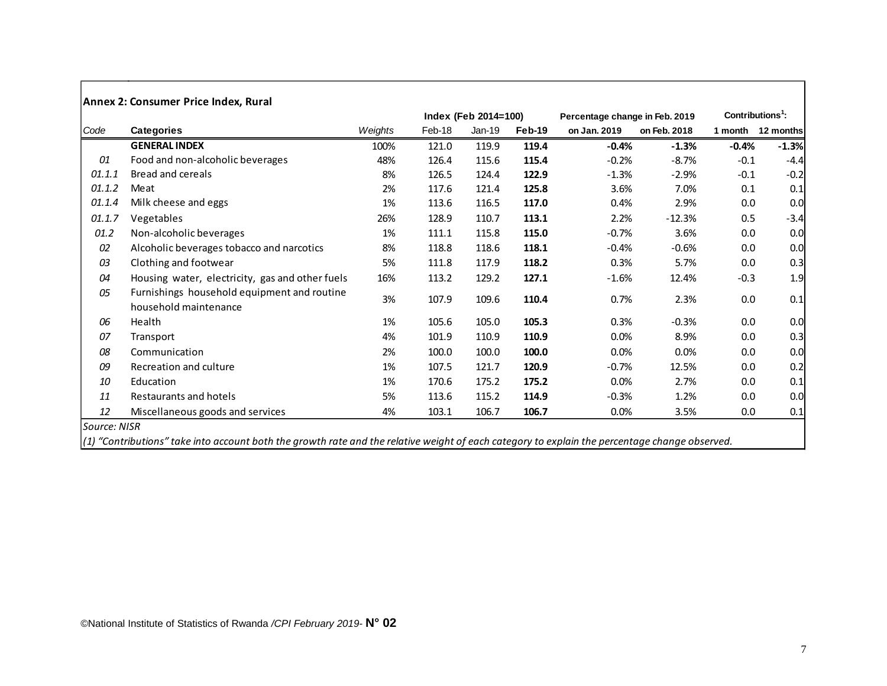**Annex 2: Consumer Price Index, Rural**

| Code | Categories | Weights | Index (Feb 2014=100) | | | Percentage change in Feb. 2019 | | Contributions[1]: | |
|---|---|---|---|---|---|---|---|---|---|
| | | | Feb-18 | Jan-19 | Feb-19 | on Jan. 2019 | on Feb. 2018 | 1 month | 12 months |
| | **GENERAL INDEX** | 100% | 121.0 | 119.9 | **119.4** | **-0.4%** | **-1.3%** | **-0.4%** | **-1.3%** |
| *01* | Food and non-alcoholic beverages | 48% | 126.4 | 115.6 | **115.4** | -0.2% | -8.7% | -0.1 | -4.4 |
| *01.1.1* | Bread and cereals | 8% | 126.5 | 124.4 | **122.9** | -1.3% | -2.9% | -0.1 | -0.2 |
| *01.1.2* | Meat | 2% | 117.6 | 121.4 | **125.8** | 3.6% | 7.0% | 0.1 | 0.1 |
| *01.1.4* | Milk cheese and eggs | 1% | 113.6 | 116.5 | **117.0** | 0.4% | 2.9% | 0.0 | 0.0 |
| *01.1.7* | Vegetables | 26% | 128.9 | 110.7 | **113.1** | 2.2% | -12.3% | 0.5 | -3.4 |
| *01.2* | Non-alcoholic beverages | 1% | 111.1 | 115.8 | **115.0** | -0.7% | 3.6% | 0.0 | 0.0 |
| *02* | Alcoholic beverages tobacco and narcotics | 8% | 118.8 | 118.6 | **118.1** | -0.4% | -0.6% | 0.0 | 0.0 |
| *03* | Clothing and footwear | 5% | 111.8 | 117.9 | **118.2** | 0.3% | 5.7% | 0.0 | 0.3 |
| *04* | Housing water, electricity, gas and other fuels | 16% | 113.2 | 129.2 | **127.1** | -1.6% | 12.4% | -0.3 | 1.9 |
| *05* | Furnishings household equipment and routine household maintenance | 3% | 107.9 | 109.6 | **110.4** | 0.7% | 2.3% | 0.0 | 0.1 |
| *06* | Health | 1% | 105.6 | 105.0 | **105.3** | 0.3% | -0.3% | 0.0 | 0.0 |
| *07* | Transport | 4% | 101.9 | 110.9 | **110.9** | 0.0% | 8.9% | 0.0 | 0.3 |
| *08* | Communication | 2% | 100.0 | 100.0 | **100.0** | 0.0% | 0.0% | 0.0 | 0.0 |
| *09* | Recreation and culture | 1% | 107.5 | 121.7 | **120.9** | -0.7% | 12.5% | 0.0 | 0.2 |
| *10* | Education | 1% | 170.6 | 175.2 | **175.2** | 0.0% | 2.7% | 0.0 | 0.1 |
| *11* | Restaurants and hotels | 5% | 113.6 | 115.2 | **114.9** | -0.3% | 1.2% | 0.0 | 0.0 |
| *12* | Miscellaneous goods and services | 4% | 103.1 | 106.7 | **106.7** | 0.0% | 3.5% | 0.0 | 0.1 |

*Source: NISR*

*(1) "Contributions" take into account both the growth rate and the relative weight of each category to explain the percentage change observed.*

©National Institute of Statistics of Rwanda */CPI February 2019-* **N° 02**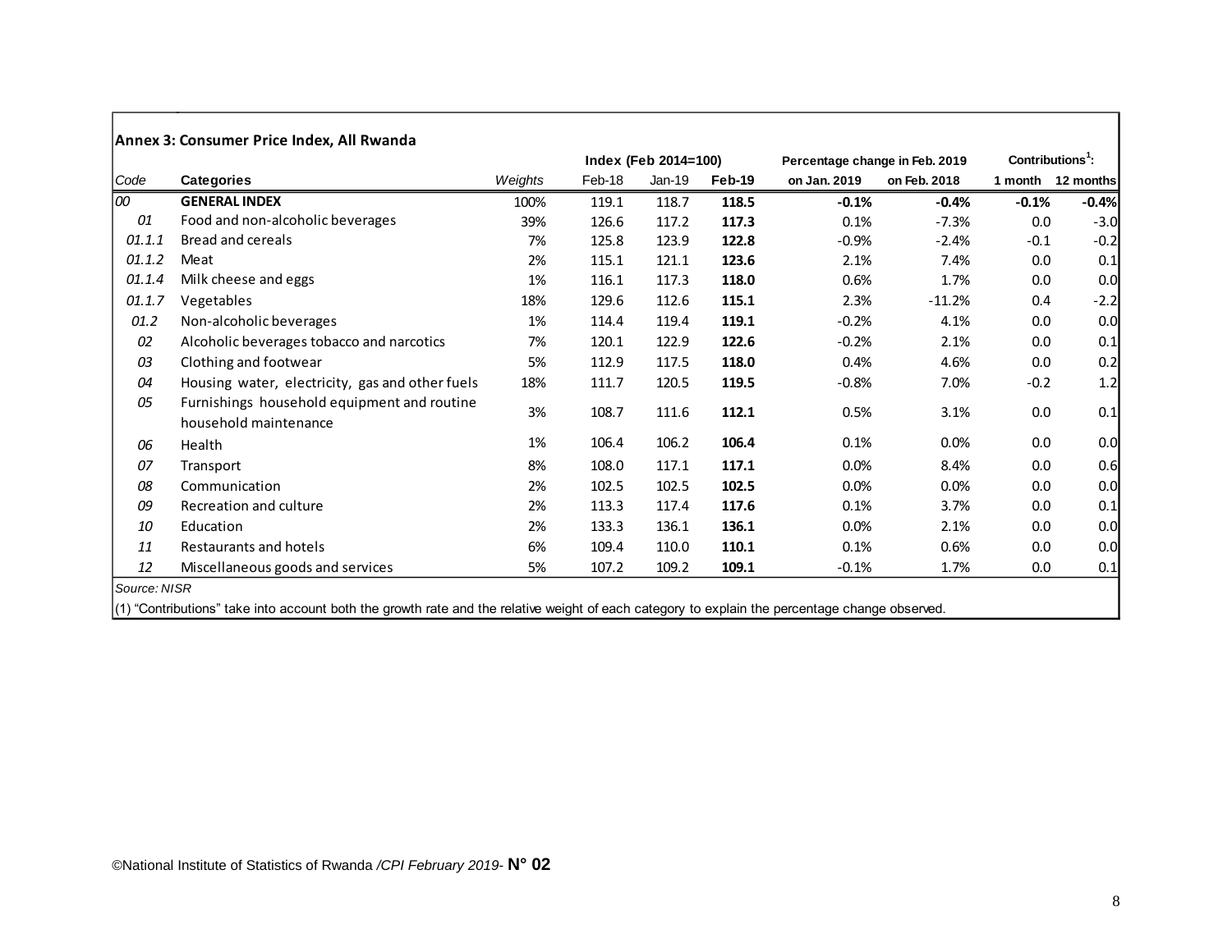## Annex 3: Consumer Price Index, All Rwanda

| Code | Categories | Weights | Index (Feb 2014=100) | | | Percentage change in Feb. 2019 | | Contributions[1]: | |
|---|---|---|---|---|---|---|---|---|---|
| | | | Feb-18 | Jan-19 | **Feb-19** | on Jan. 2019 | on Feb. 2018 | 1 month | 12 months |
| *00* | **GENERAL INDEX** | 100% | 119.1 | 118.7 | **118.5** | **-0.1%** | **-0.4%** | **-0.1%** | **-0.4%** |
| *01* | Food and non-alcoholic beverages | 39% | 126.6 | 117.2 | **117.3** | 0.1% | -7.3% | 0.0 | -3.0 |
| *01.1.1* | Bread and cereals | 7% | 125.8 | 123.9 | **122.8** | -0.9% | -2.4% | -0.1 | -0.2 |
| *01.1.2* | Meat | 2% | 115.1 | 121.1 | **123.6** | 2.1% | 7.4% | 0.0 | 0.1 |
| *01.1.4* | Milk cheese and eggs | 1% | 116.1 | 117.3 | **118.0** | 0.6% | 1.7% | 0.0 | 0.0 |
| *01.1.7* | Vegetables | 18% | 129.6 | 112.6 | **115.1** | 2.3% | -11.2% | 0.4 | -2.2 |
| *01.2* | Non-alcoholic beverages | 1% | 114.4 | 119.4 | **119.1** | -0.2% | 4.1% | 0.0 | 0.0 |
| *02* | Alcoholic beverages tobacco and narcotics | 7% | 120.1 | 122.9 | **122.6** | -0.2% | 2.1% | 0.0 | 0.1 |
| *03* | Clothing and footwear | 5% | 112.9 | 117.5 | **118.0** | 0.4% | 4.6% | 0.0 | 0.2 |
| *04* | Housing water, electricity, gas and other fuels | 18% | 111.7 | 120.5 | **119.5** | -0.8% | 7.0% | -0.2 | 1.2 |
| *05* | Furnishings household equipment and routine household maintenance | 3% | 108.7 | 111.6 | **112.1** | 0.5% | 3.1% | 0.0 | 0.1 |
| *06* | Health | 1% | 106.4 | 106.2 | **106.4** | 0.1% | 0.0% | 0.0 | 0.0 |
| *07* | Transport | 8% | 108.0 | 117.1 | **117.1** | 0.0% | 8.4% | 0.0 | 0.6 |
| *08* | Communication | 2% | 102.5 | 102.5 | **102.5** | 0.0% | 0.0% | 0.0 | 0.0 |
| *09* | Recreation and culture | 2% | 113.3 | 117.4 | **117.6** | 0.1% | 3.7% | 0.0 | 0.1 |
| *10* | Education | 2% | 133.3 | 136.1 | **136.1** | 0.0% | 2.1% | 0.0 | 0.0 |
| *11* | Restaurants and hotels | 6% | 109.4 | 110.0 | **110.1** | 0.1% | 0.6% | 0.0 | 0.0 |
| *12* | Miscellaneous goods and services | 5% | 107.2 | 109.2 | **109.1** | -0.1% | 1.7% | 0.0 | 0.1 |

*Source: NISR*

(1) “Contributions” take into account both the growth rate and the relative weight of each category to explain the percentage change observed.

©National Institute of Statistics of Rwanda */CPI February 2019-* **N° 02**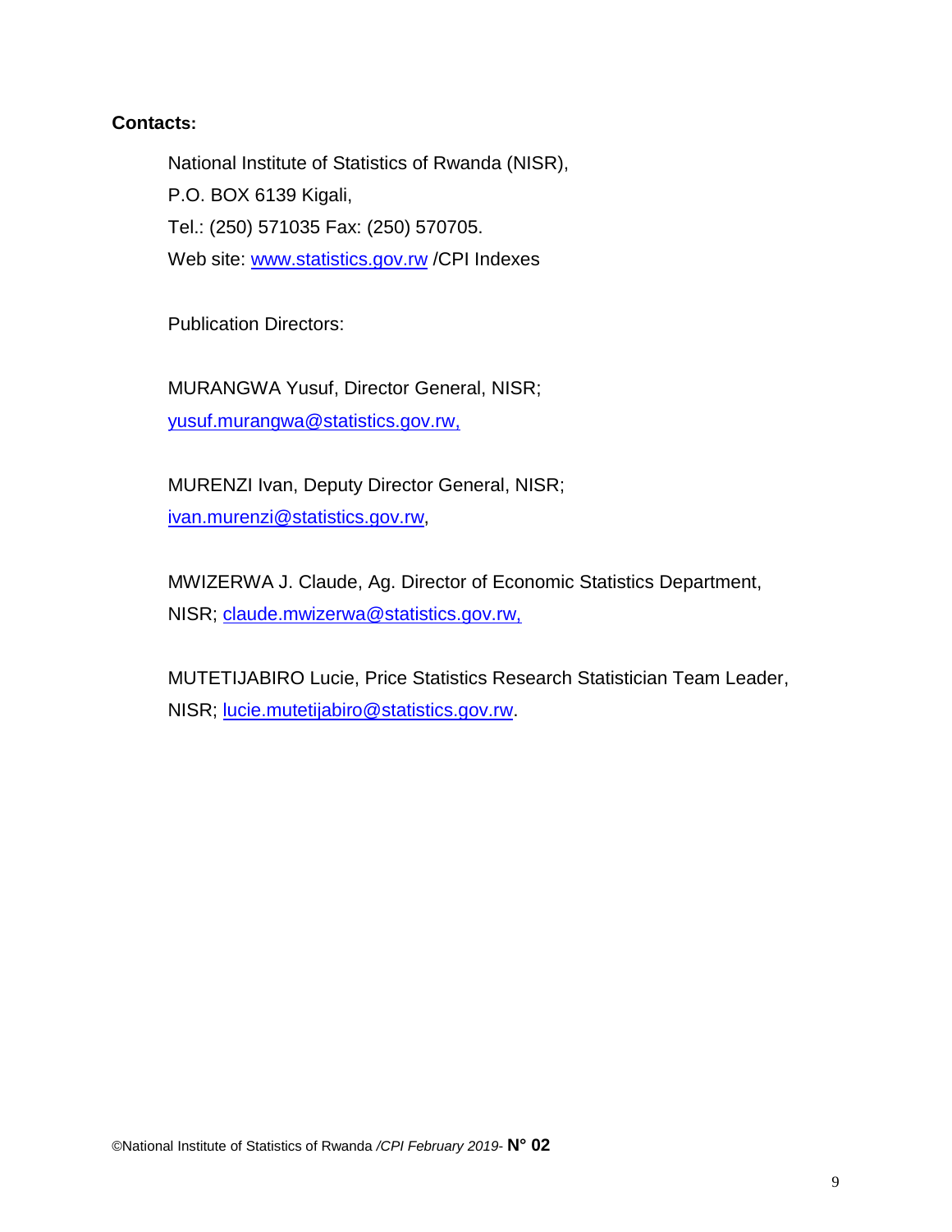**Contacts:**

National Institute of Statistics of Rwanda (NISR),
P.O. BOX 6139 Kigali,
Tel.: (250) 571035 Fax: (250) 570705.
Web site: www.statistics.gov.rw /CPI Indexes

Publication Directors:

MURANGWA Yusuf, Director General, NISR;
yusuf.murangwa@statistics.gov.rw,

MURENZI Ivan, Deputy Director General, NISR;
ivan.murenzi@statistics.gov.rw,

MWIZERWA J. Claude, Ag. Director of Economic Statistics Department, NISR; claude.mwizerwa@statistics.gov.rw,

MUTETIJABIRO Lucie, Price Statistics Research Statistician Team Leader, NISR; lucie.mutetijabiro@statistics.gov.rw.